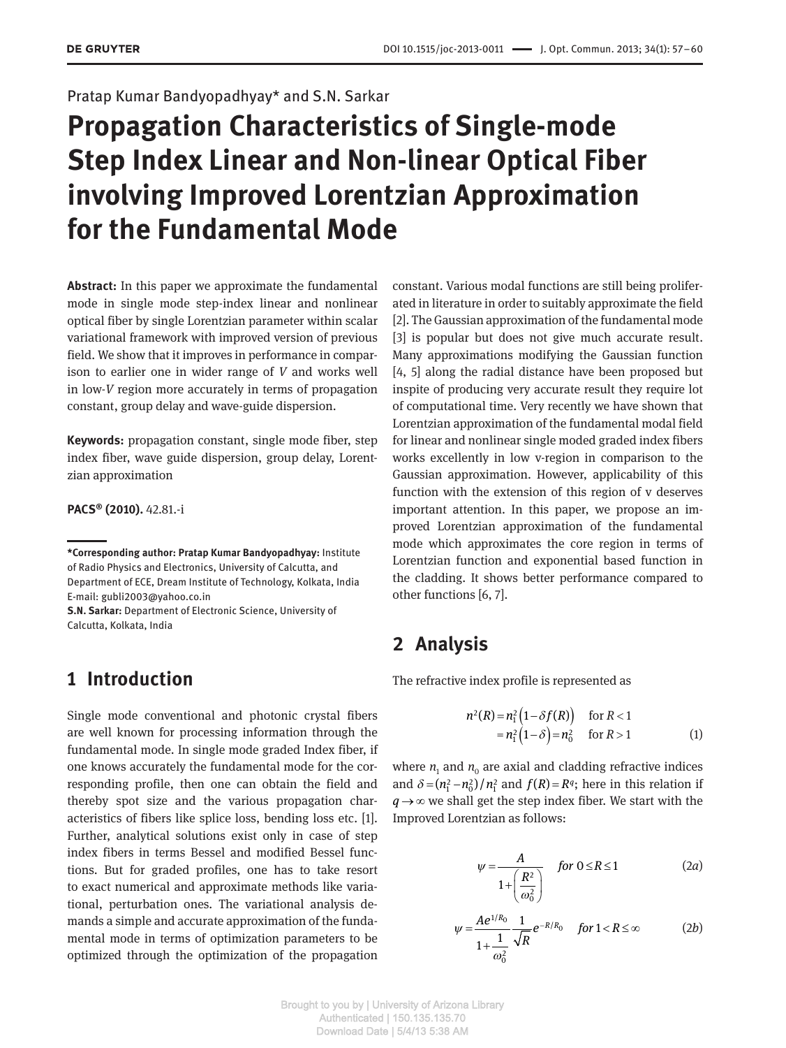Pratap Kumar Bandyopadhyay* and S.N. Sarkar

# Propagation Characteristics of Single-mode Step Index Linear and Non-linear Optical Fiber involving Improved Lorentzian Approximation for the Fundamental Mode

**Abstract:** In this paper we approximate the fundamental mode in single mode step-index linear and nonlinear optical fiber by single Lorentzian parameter within scalar variational framework with improved version of previous field. We show that it improves in performance in comparison to earlier one in wider range of $V$ and works well in low-$V$ region more accurately in terms of propagation constant, group delay and wave-guide dispersion.

**Keywords:** propagation constant, single mode fiber, step index fiber, wave guide dispersion, group delay, Lorentzian approximation

**PACS® (2010).** 42.81.-i

**\*Corresponding author: Pratap Kumar Bandyopadhyay:** Institute of Radio Physics and Electronics, University of Calcutta, and Department of ECE, Dream Institute of Technology, Kolkata, India
E-mail: gubli2003@yahoo.co.in
**S.N. Sarkar:** Department of Electronic Science, University of Calcutta, Kolkata, India

## 1 Introduction

Single mode conventional and photonic crystal fibers are well known for processing information through the fundamental mode. In single mode graded Index fiber, if one knows accurately the fundamental mode for the corresponding profile, then one can obtain the field and thereby spot size and the various propagation characteristics of fibers like splice loss, bending loss etc. [1]. Further, analytical solutions exist only in case of step index fibers in terms Bessel and modified Bessel functions. But for graded profiles, one has to take resort to exact numerical and approximate methods like variational, perturbation ones. The variational analysis demands a simple and accurate approximation of the fundamental mode in terms of optimization parameters to be optimized through the optimization of the propagation constant. Various modal functions are still being proliferated in literature in order to suitably approximate the field [2]. The Gaussian approximation of the fundamental mode [3] is popular but does not give much accurate result. Many approximations modifying the Gaussian function [4, 5] along the radial distance have been proposed but inspite of producing very accurate result they require lot of computational time. Very recently we have shown that Lorentzian approximation of the fundamental modal field for linear and nonlinear single moded graded index fibers works excellently in low v-region in comparison to the Gaussian approximation. However, applicability of this function with the extension of this region of v deserves important attention. In this paper, we propose an improved Lorentzian approximation of the fundamental mode which approximates the core region in terms of Lorentzian function and exponential based function in the cladding. It shows better performance compared to other functions [6, 7].

## 2 Analysis

The refractive index profile is represented as

$$\begin{aligned} n^2(R) &= n_1^2\left(1-\delta f(R)\right) \quad \text{for } R<1 \\ &= n_1^2\left(1-\delta\right) = n_0^2 \quad \text{for } R>1 \end{aligned} \tag{1}$$

where $n_1$ and $n_0$ are axial and cladding refractive indices and $\delta = (n_1^2 - n_0^2)/n_1^2$ and $f(R) = R^q$; here in this relation if $q \to \infty$ we shall get the step index fiber. We start with the Improved Lorentzian as follows:

$$\psi = \frac{A}{1+\left(\dfrac{R^2}{\omega_0^2}\right)} \quad for\ 0 \le R \le 1 \tag{2a}$$

$$\psi = \frac{Ae^{1/R_0}}{1+\dfrac{1}{\omega_0^2}} \frac{1}{\sqrt{R}} e^{-R/R_0} \quad for\ 1 < R \le \infty \tag{2b}$$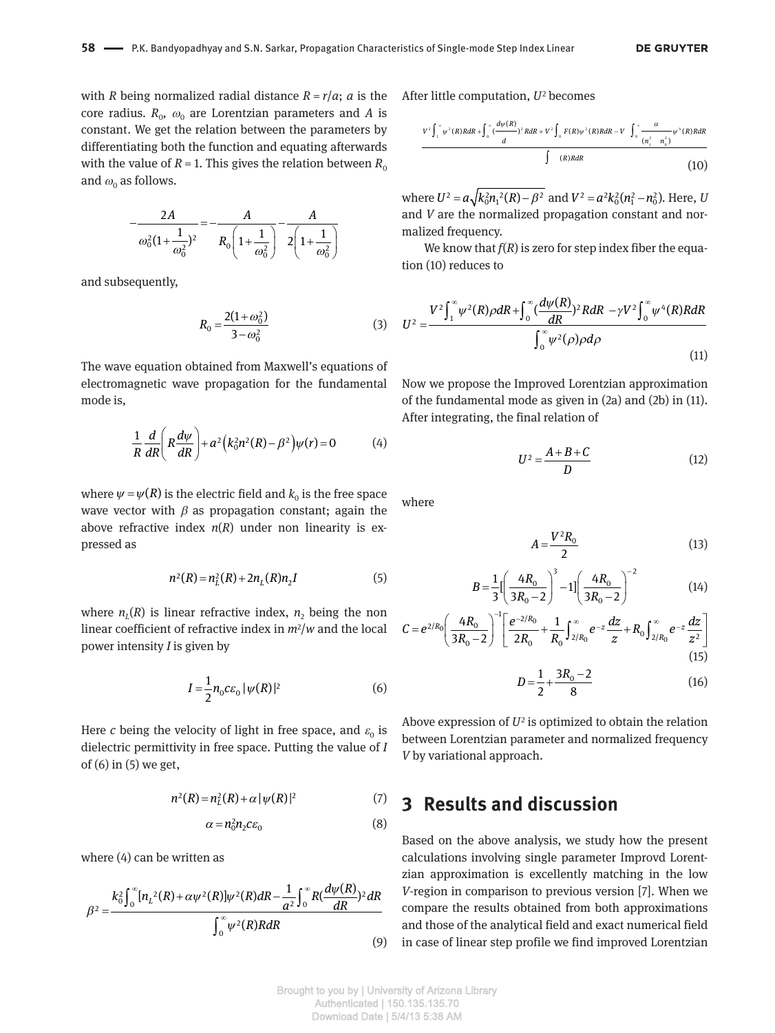with $R$ being normalized radial distance $R = r/a$; $a$ is the core radius. $R_0$, $\omega_0$ are Lorentzian parameters and $A$ is constant. We get the relation between the parameters by differentiating both the function and equating afterwards with the value of $R = 1$. This gives the relation between $R_0$ and $\omega_0$ as follows.

$$-\frac{2A}{\omega_0^2(1+\frac{1}{\omega_0^2})^2} = -\frac{A}{R_0\left(1+\frac{1}{\omega_0^2}\right)} - \frac{A}{2\left(1+\frac{1}{\omega_0^2}\right)}$$

and subsequently,

$$R_0 = \frac{2(1+\omega_0^2)}{3-\omega_0^2} \tag{3}$$

The wave equation obtained from Maxwell's equations of electromagnetic wave propagation for the fundamental mode is,

$$\frac{1}{R}\frac{d}{dR}\left(R\frac{d\psi}{dR}\right) + a^2\left(k_0^2 n^2(R) - \beta^2\right)\psi(r) = 0 \tag{4}$$

where $\psi = \psi(R)$ is the electric field and $k_0$ is the free space wave vector with $\beta$ as propagation constant; again the above refractive index $n(R)$ under non linearity is expressed as

$$n^2(R) = n_L^2(R) + 2n_L(R)n_2 I \tag{5}$$

where $n_L(R)$ is linear refractive index, $n_2$ being the non linear coefficient of refractive index in $m^2/w$ and the local power intensity $I$ is given by

$$I = \frac{1}{2}n_0 c\varepsilon_0 |\psi(R)|^2 \tag{6}$$

Here $c$ being the velocity of light in free space, and $\varepsilon_0$ is dielectric permittivity in free space. Putting the value of $I$ of (6) in (5) we get,

$$n^2(R) = n_L^2(R) + \alpha|\psi(R)|^2 \tag{7}$$

$$\alpha = n_0^2 n_2 c\varepsilon_0 \tag{8}$$

where (4) can be written as

$$\beta^2 = \frac{k_0^2\int_0^\infty [n_L{}^2(R) + \alpha\psi^2(R)]\psi^2(R)dR - \frac{1}{a^2}\int_0^\infty R(\frac{d\psi(R)}{dR})^2 dR}{\int_0^\infty \psi^2(R)RdR} \tag{9}$$

After little computation, $U^2$ becomes

$$\frac{V^2\int_1^\infty \psi^2(R)RdR + \int_0^\infty (\frac{d\psi(R)}{d})^2 RdR + V^2\int_0 F(R)\psi^2(R)RdR - V\int_0^\infty \frac{\alpha}{(n_1^2 \quad n_0^2)}\psi^4(R)RdR}{\int \quad (R)RdR} \tag{10}$$

where $U^2 = a\sqrt{k_0^2 n_1{}^2(R) - \beta^2}$ and $V^2 = a^2k_0^2(n_1^2 - n_0^2)$. Here, $U$ and $V$ are the normalized propagation constant and normalized frequency.

We know that $f(R)$ is zero for step index fiber the equation (10) reduces to

$$U^2 = \frac{V^2\int_1^\infty \psi^2(R)\rho dR + \int_0^\infty (\frac{d\psi(R)}{dR})^2 RdR - \gamma V^2\int_0^\infty \psi^4(R)RdR}{\int_0^\infty \psi^2(\rho)\rho d\rho} \tag{11}$$

Now we propose the Improved Lorentzian approximation of the fundamental mode as given in (2a) and (2b) in (11). After integrating, the final relation of

$$U^2 = \frac{A+B+C}{D} \tag{12}$$

where

$$A = \frac{V^2 R_0}{2} \tag{13}$$

$$B = \frac{1}{3}\left[\left(\frac{4R_0}{3R_0-2}\right)^3 - 1\right]\left(\frac{4R_0}{3R_0-2}\right)^{-2} \tag{14}$$

$$C = e^{2/R_0}\left(\frac{4R_0}{3R_0-2}\right)^{-1}\left[\frac{e^{-2/R_0}}{2R_0} + \frac{1}{R_0}\int_{2/R_0}^\infty e^{-z}\frac{dz}{z} + R_0\int_{2/R_0}^\infty e^{-z}\frac{dz}{z^2}\right] \tag{15}$$

$$D = \frac{1}{2} + \frac{3R_0 - 2}{8} \tag{16}$$

Above expression of $U^2$ is optimized to obtain the relation between Lorentzian parameter and normalized frequency $V$ by variational approach.

## 3 Results and discussion

Based on the above analysis, we study how the present calculations involving single parameter Improvd Lorentzian approximation is excellently matching in the low $V$-region in comparison to previous version [7]. When we compare the results obtained from both approximations and those of the analytical field and exact numerical field in case of linear step profile we find improved Lorentzian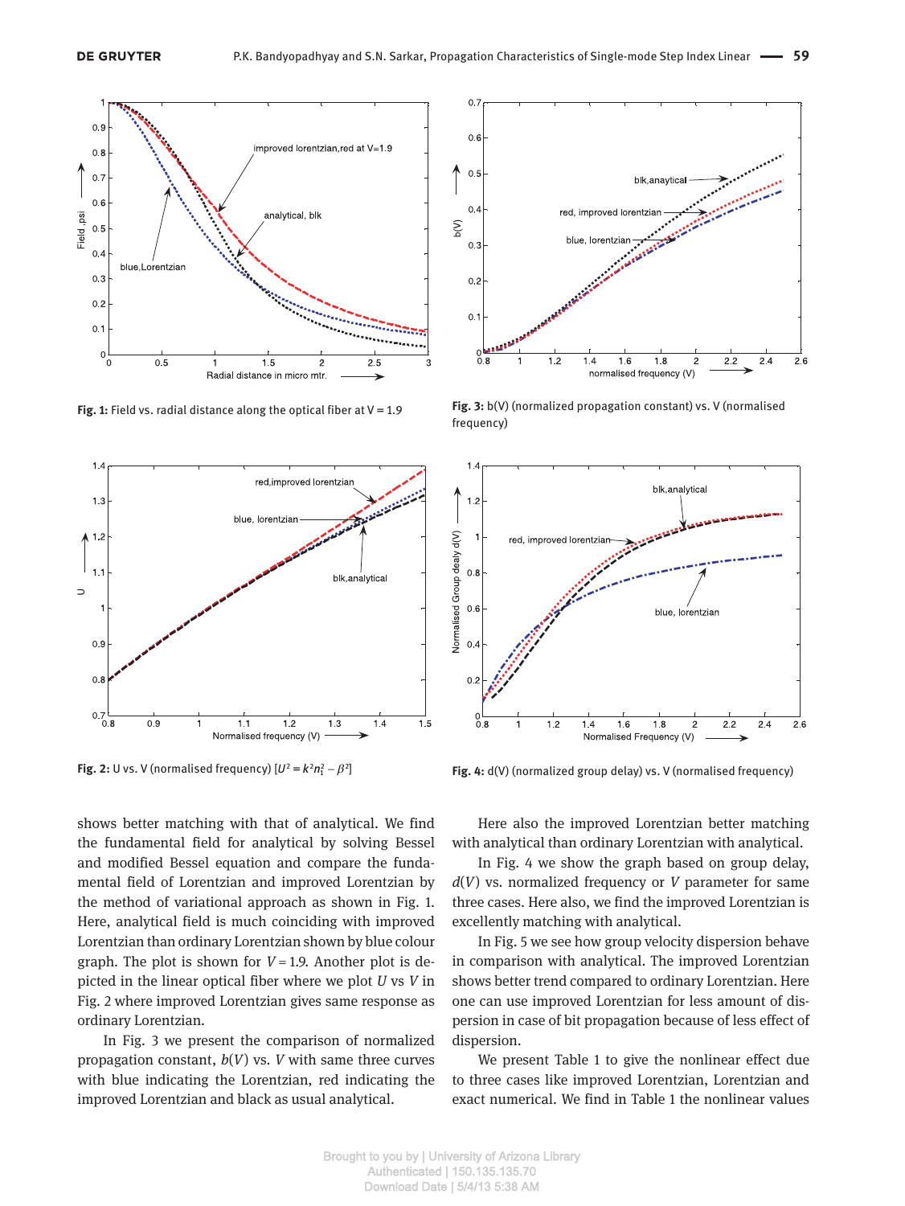Fig. 1: Field vs. radial distance along the optical fiber at V = 1.9

Fig. 3: b(V) (normalized propagation constant) vs. V (normalised frequency)

Fig. 2: U vs. V (normalised frequency) [$U^2 = k^2 n_1^2 - \beta^2$]

Fig. 4: d(V) (normalized group delay) vs. V (normalised frequency)

shows better matching with that of analytical. We find the fundamental field for analytical by solving Bessel and modified Bessel equation and compare the fundamental field of Lorentzian and improved Lorentzian by the method of variational approach as shown in Fig. 1. Here, analytical field is much coinciding with improved Lorentzian than ordinary Lorentzian shown by blue colour graph. The plot is shown for $V = 1.9$. Another plot is depicted in the linear optical fiber where we plot $U$ vs $V$ in Fig. 2 where improved Lorentzian gives same response as ordinary Lorentzian.

In Fig. 3 we present the comparison of normalized propagation constant, $b(V)$ vs. $V$ with same three curves with blue indicating the Lorentzian, red indicating the improved Lorentzian and black as usual analytical.

Here also the improved Lorentzian better matching with analytical than ordinary Lorentzian with analytical.

In Fig. 4 we show the graph based on group delay, $d(V)$ vs. normalized frequency or $V$ parameter for same three cases. Here also, we find the improved Lorentzian is excellently matching with analytical.

In Fig. 5 we see how group velocity dispersion behave in comparison with analytical. The improved Lorentzian shows better trend compared to ordinary Lorentzian. Here one can use improved Lorentzian for less amount of dispersion in case of bit propagation because of less effect of dispersion.

We present Table 1 to give the nonlinear effect due to three cases like improved Lorentzian, Lorentzian and exact numerical. We find in Table 1 the nonlinear values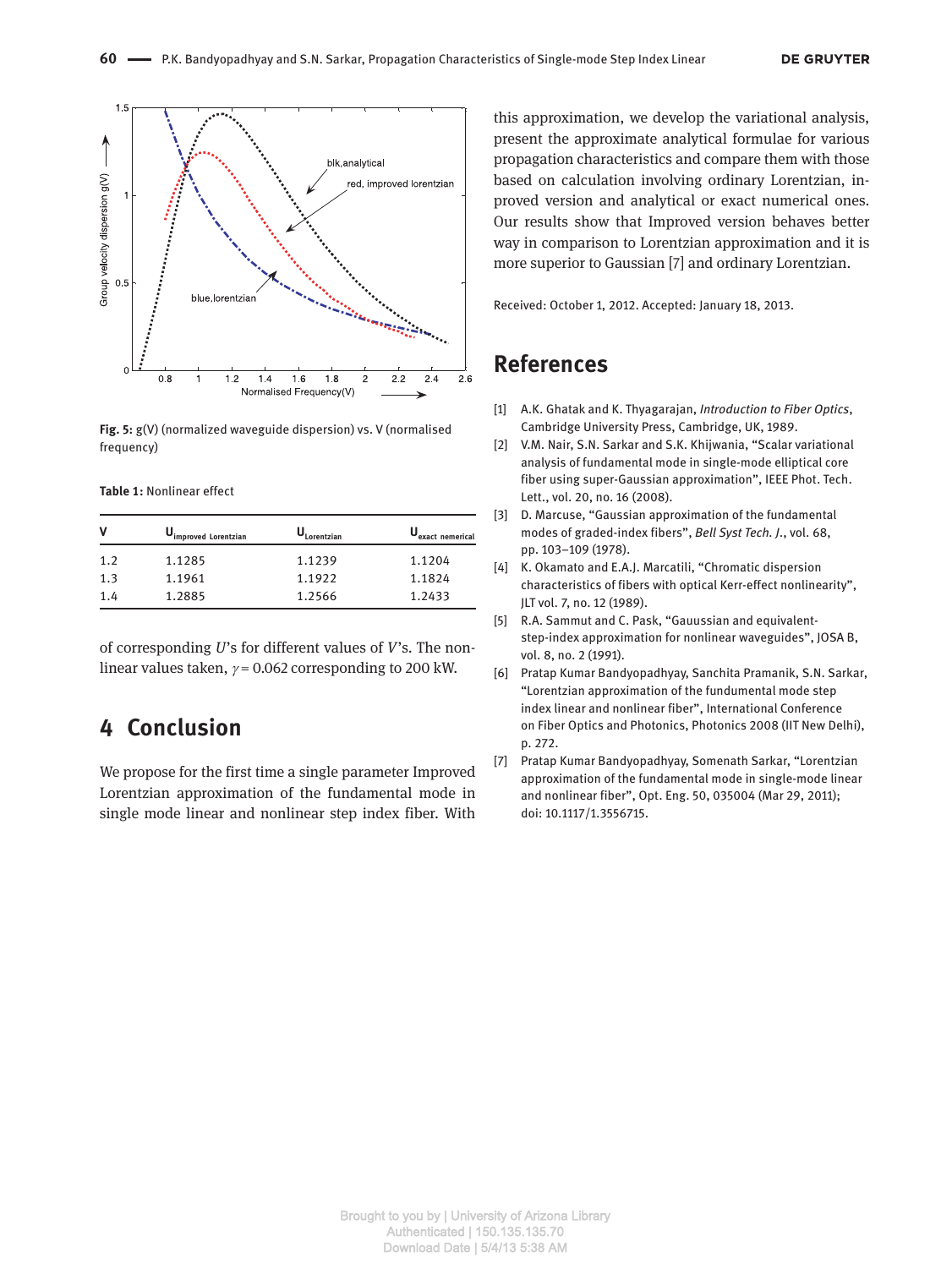1.5
1
0.5
0
Group velocity dispersion g(V)
0.8 1 1.2 1.4 1.6 1.8 2 2.2 2.4 2.6
Normalised Frequency(V)
blk,analytical
red, improved lorentzian
blue,lorentzian

**Fig. 5:** g(V) (normalized waveguide dispersion) vs. V (normalised frequency)

**Table 1:** Nonlinear effect

| V | $U_{\text{improved Lorentzian}}$ | $U_{\text{Lorentzian}}$ | $U_{\text{exact nemerical}}$ |
|---|---|---|---|
| 1.2 | 1.1285 | 1.1239 | 1.1204 |
| 1.3 | 1.1961 | 1.1922 | 1.1824 |
| 1.4 | 1.2885 | 1.2566 | 1.2433 |

of corresponding $U$'s for different values of $V$'s. The nonlinear values taken, $\gamma = 0.062$ corresponding to 200 kW.

## 4 Conclusion

We propose for the first time a single parameter Improved Lorentzian approximation of the fundamental mode in single mode linear and nonlinear step index fiber. With this approximation, we develop the variational analysis, present the approximate analytical formulae for various propagation characteristics and compare them with those based on calculation involving ordinary Lorentzian, improved version and analytical or exact numerical ones. Our results show that Improved version behaves better way in comparison to Lorentzian approximation and it is more superior to Gaussian [7] and ordinary Lorentzian.

Received: October 1, 2012. Accepted: January 18, 2013.

## References

[1] A.K. Ghatak and K. Thyagarajan, *Introduction to Fiber Optics*, Cambridge University Press, Cambridge, UK, 1989.

[2] V.M. Nair, S.N. Sarkar and S.K. Khijwania, "Scalar variational analysis of fundamental mode in single-mode elliptical core fiber using super-Gaussian approximation", IEEE Phot. Tech. Lett., vol. 20, no. 16 (2008).

[3] D. Marcuse, "Gaussian approximation of the fundamental modes of graded-index fibers", *Bell Syst Tech. J.*, vol. 68, pp. 103–109 (1978).

[4] K. Okamato and E.A.J. Marcatili, "Chromatic dispersion characteristics of fibers with optical Kerr-effect nonlinearity", JLT vol. 7, no. 12 (1989).

[5] R.A. Sammut and C. Pask, "Gauussian and equivalent-step-index approximation for nonlinear waveguides", JOSA B, vol. 8, no. 2 (1991).

[6] Pratap Kumar Bandyopadhyay, Sanchita Pramanik, S.N. Sarkar, "Lorentzian approximation of the fundumental mode step index linear and nonlinear fiber", International Conference on Fiber Optics and Photonics, Photonics 2008 (IIT New Delhi), p. 272.

[7] Pratap Kumar Bandyopadhyay, Somenath Sarkar, "Lorentzian approximation of the fundamental mode in single-mode linear and nonlinear fiber", Opt. Eng. 50, 035004 (Mar 29, 2011); doi: 10.1117/1.3556715.